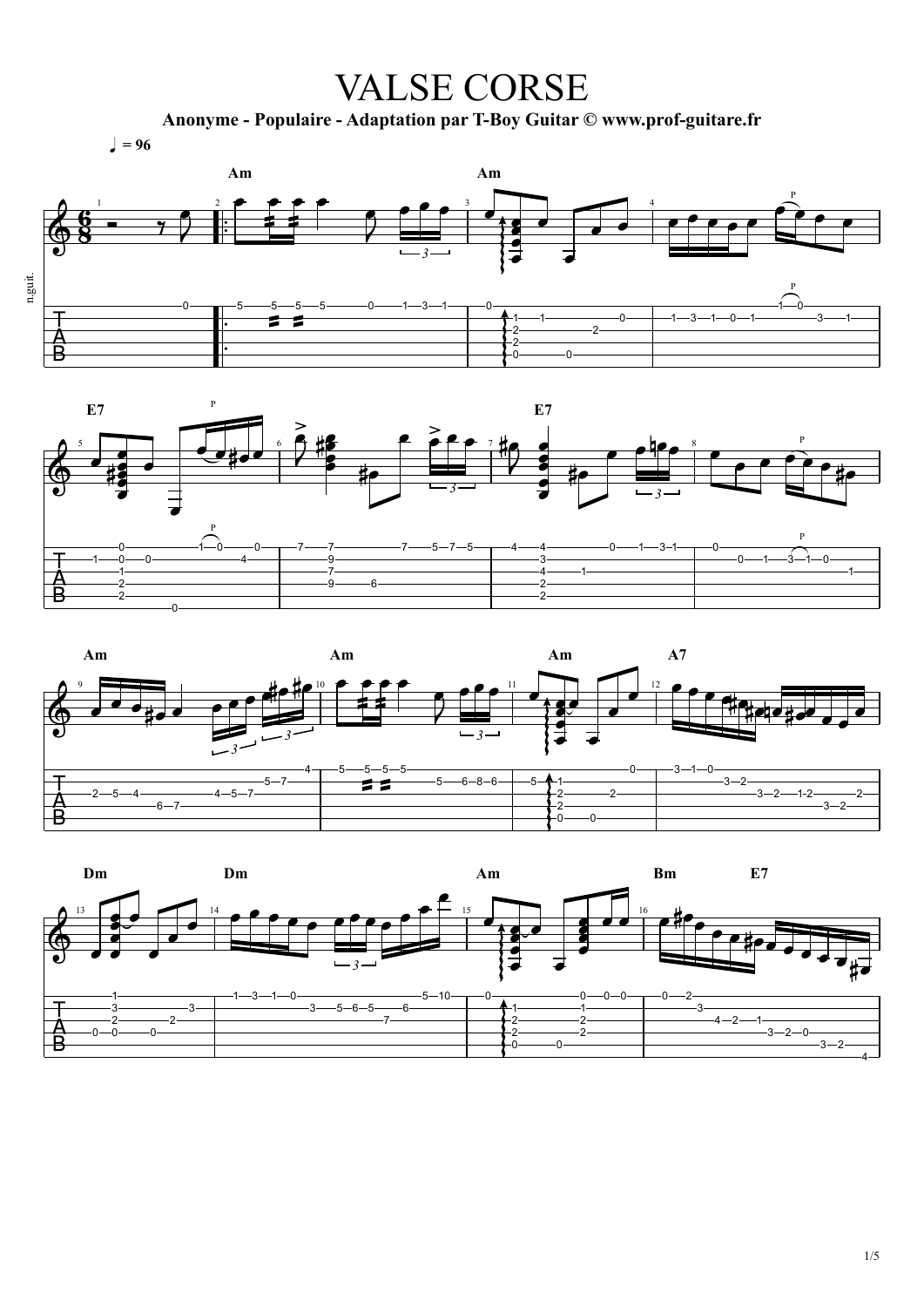# VALSE CORSE

**Anonyme - Populaire - Adaptation par T-Boy Guitar © www.prof-guitare.fr**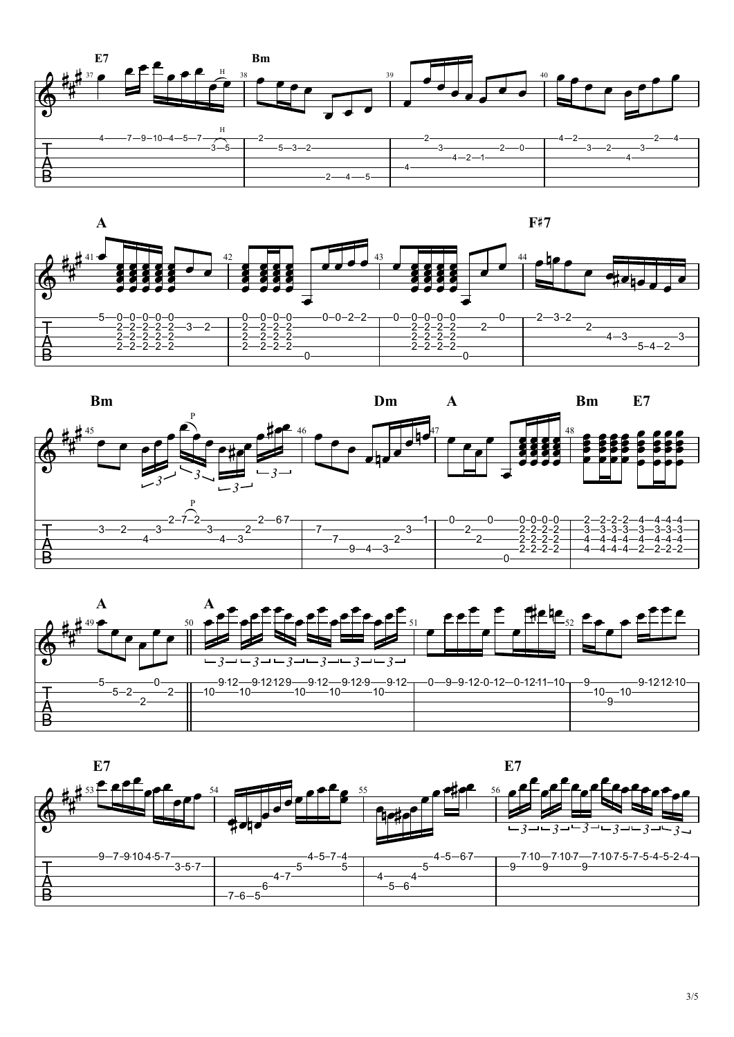E7 Bm

A F♯7

Bm Dm A Bm E7

A A

E7 E7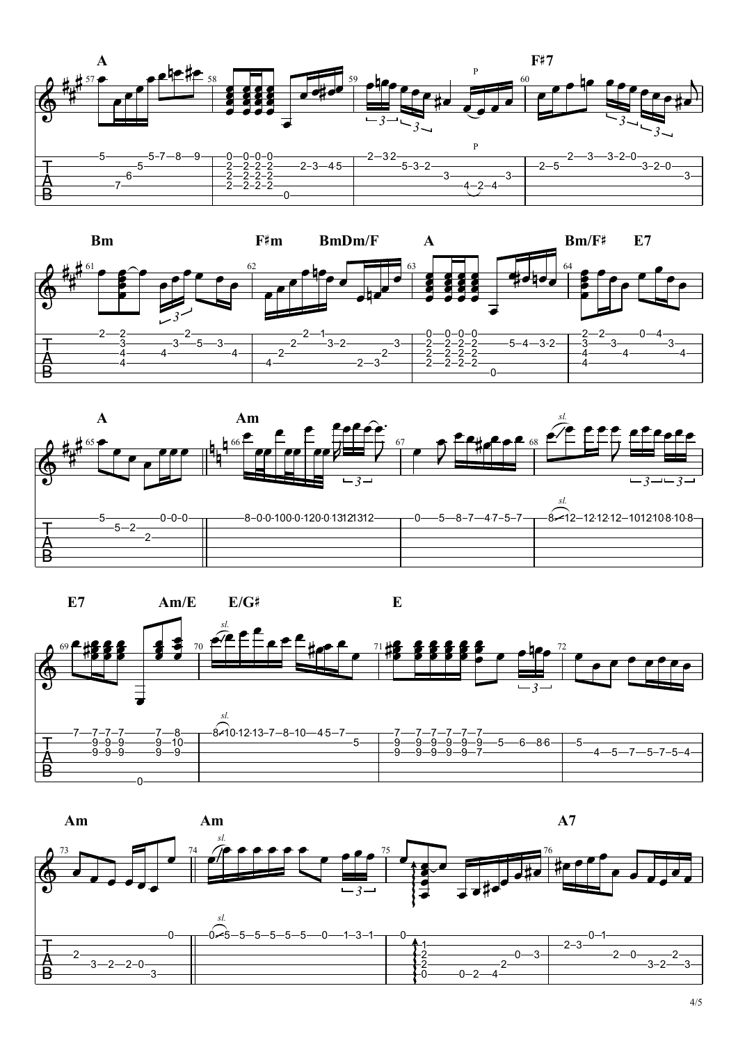A F♯7

Bm F♯m BmDm/F A Bm/F♯ E7

A Am

E7 Am/E E/G♯ E

Am Am A7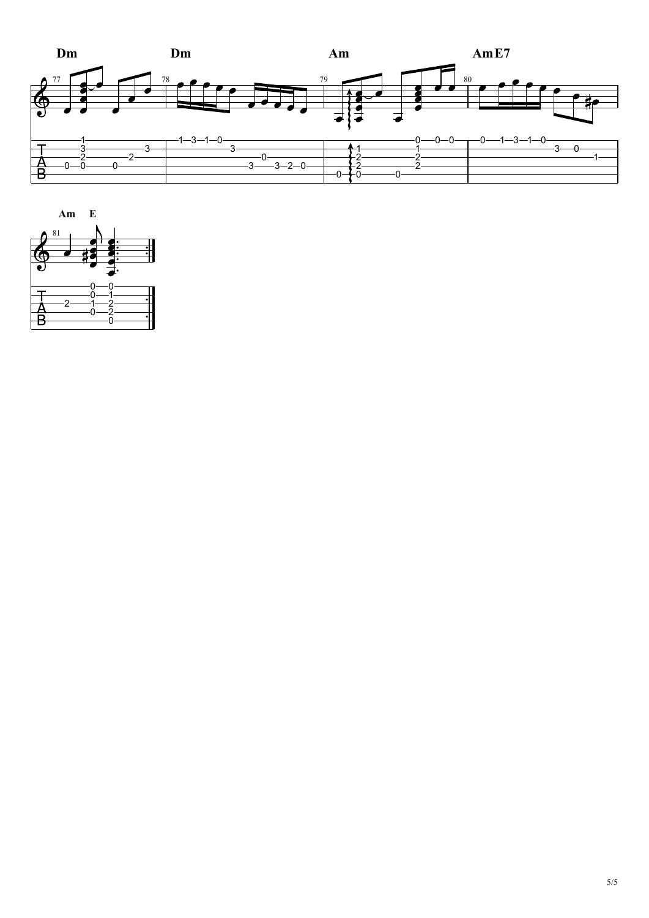Dm Dm Am Am E7

Am E